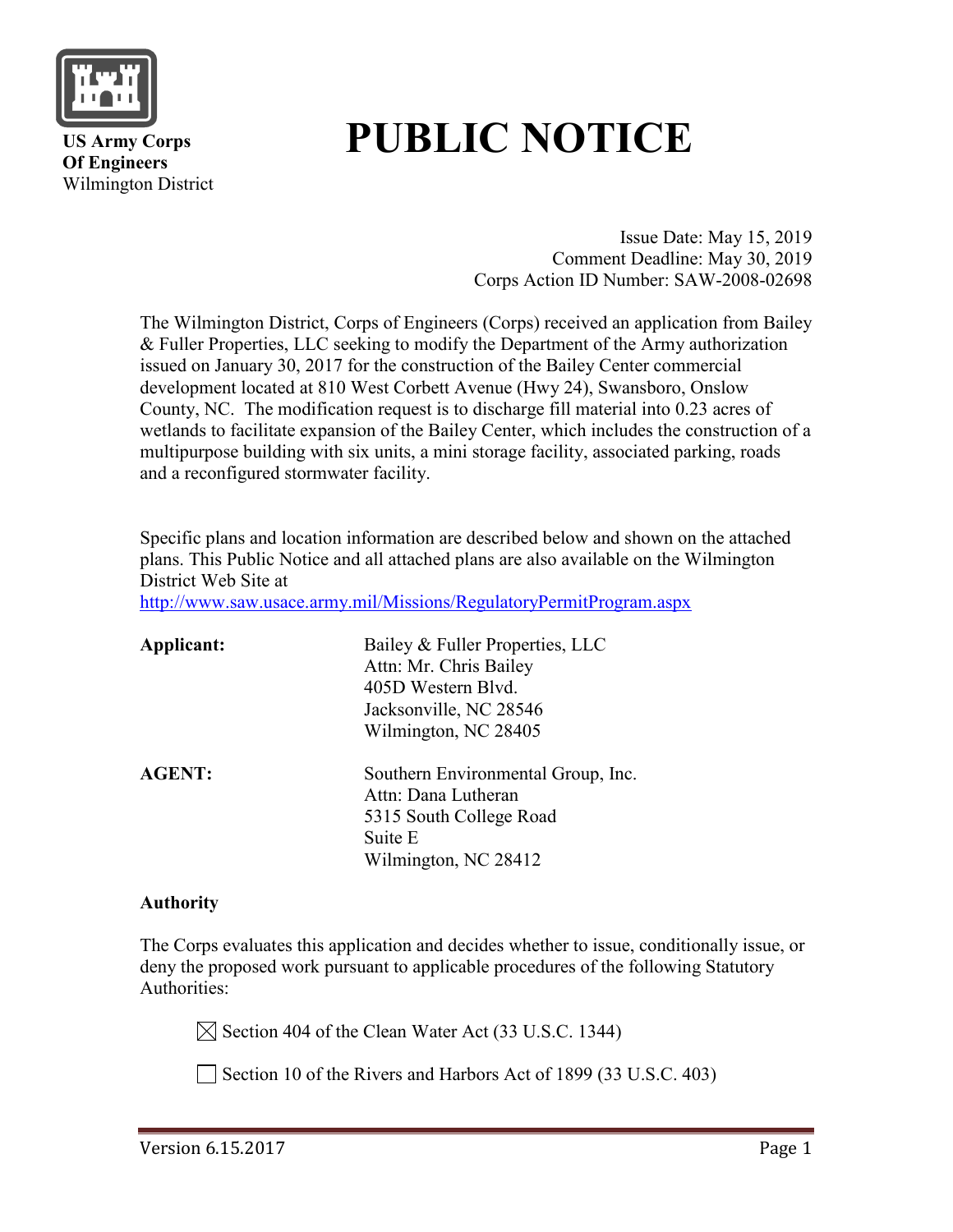**US Army Corps Of Engineers**
Wilmington District

# PUBLIC NOTICE

Issue Date: May 15, 2019
Comment Deadline: May 30, 2019
Corps Action ID Number: SAW-2008-02698

The Wilmington District, Corps of Engineers (Corps) received an application from Bailey & Fuller Properties, LLC seeking to modify the Department of the Army authorization issued on January 30, 2017 for the construction of the Bailey Center commercial development located at 810 West Corbett Avenue (Hwy 24), Swansboro, Onslow County, NC. The modification request is to discharge fill material into 0.23 acres of wetlands to facilitate expansion of the Bailey Center, which includes the construction of a multipurpose building with six units, a mini storage facility, associated parking, roads and a reconfigured stormwater facility.

Specific plans and location information are described below and shown on the attached plans. This Public Notice and all attached plans are also available on the Wilmington District Web Site at
http://www.saw.usace.army.mil/Missions/RegulatoryPermitProgram.aspx

**Applicant:**
Bailey & Fuller Properties, LLC
Attn: Mr. Chris Bailey
405D Western Blvd.
Jacksonville, NC 28546
Wilmington, NC 28405

**AGENT:**
Southern Environmental Group, Inc.
Attn: Dana Lutheran
5315 South College Road
Suite E
Wilmington, NC 28412

**Authority**

The Corps evaluates this application and decides whether to issue, conditionally issue, or deny the proposed work pursuant to applicable procedures of the following Statutory Authorities:

☒ Section 404 of the Clean Water Act (33 U.S.C. 1344)

☐ Section 10 of the Rivers and Harbors Act of 1899 (33 U.S.C. 403)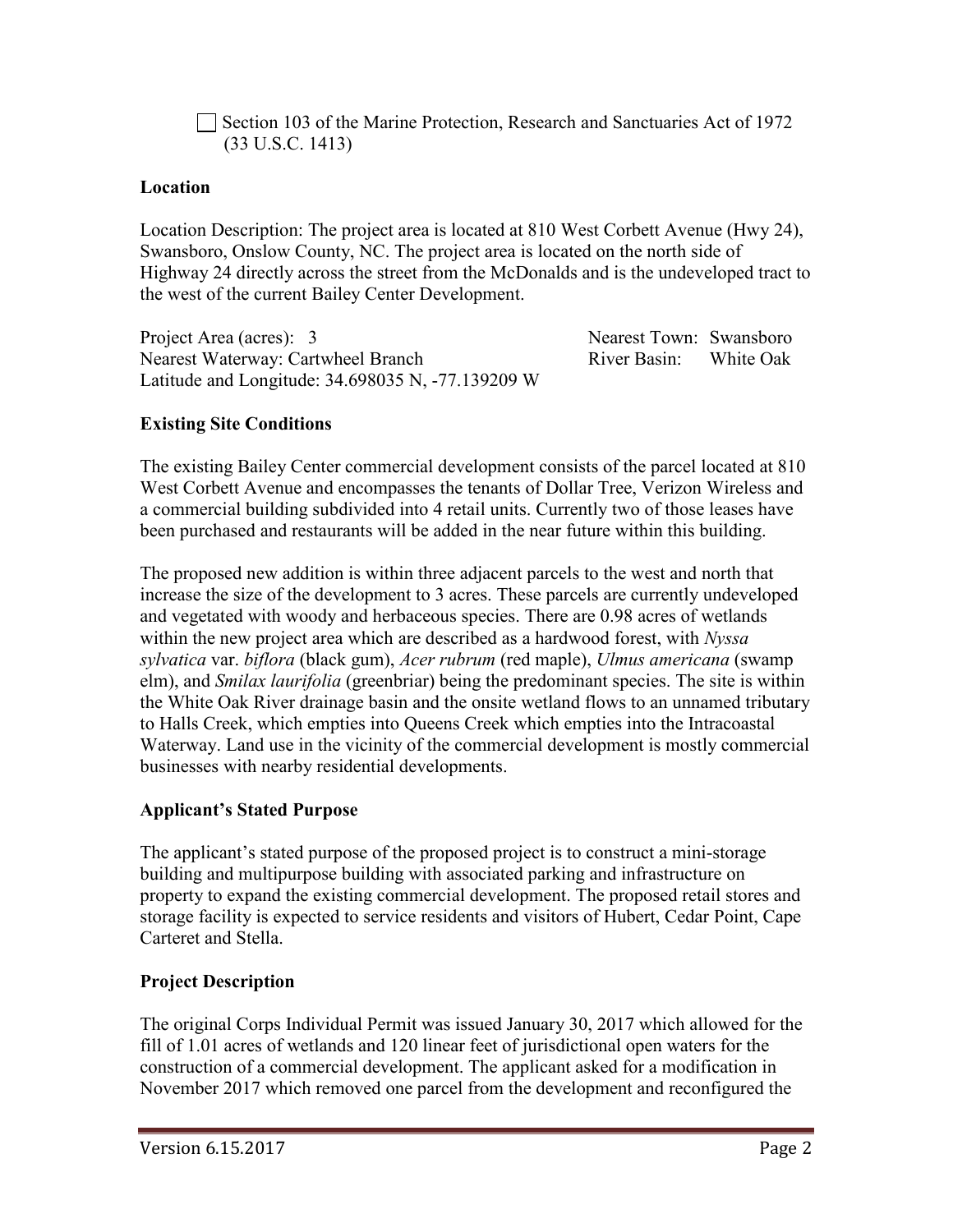☐ Section 103 of the Marine Protection, Research and Sanctuaries Act of 1972 (33 U.S.C. 1413)

**Location**

Location Description: The project area is located at 810 West Corbett Avenue (Hwy 24), Swansboro, Onslow County, NC. The project area is located on the north side of Highway 24 directly across the street from the McDonalds and is the undeveloped tract to the west of the current Bailey Center Development.

Project Area (acres): 3
Nearest Town: Swansboro
Nearest Waterway: Cartwheel Branch
River Basin: White Oak
Latitude and Longitude: 34.698035 N, -77.139209 W

**Existing Site Conditions**

The existing Bailey Center commercial development consists of the parcel located at 810 West Corbett Avenue and encompasses the tenants of Dollar Tree, Verizon Wireless and a commercial building subdivided into 4 retail units. Currently two of those leases have been purchased and restaurants will be added in the near future within this building.

The proposed new addition is within three adjacent parcels to the west and north that increase the size of the development to 3 acres. These parcels are currently undeveloped and vegetated with woody and herbaceous species. There are 0.98 acres of wetlands within the new project area which are described as a hardwood forest, with *Nyssa sylvatica* var. *biflora* (black gum), *Acer rubrum* (red maple), *Ulmus americana* (swamp elm), and *Smilax laurifolia* (greenbriar) being the predominant species. The site is within the White Oak River drainage basin and the onsite wetland flows to an unnamed tributary to Halls Creek, which empties into Queens Creek which empties into the Intracoastal Waterway. Land use in the vicinity of the commercial development is mostly commercial businesses with nearby residential developments.

**Applicant's Stated Purpose**

The applicant's stated purpose of the proposed project is to construct a mini-storage building and multipurpose building with associated parking and infrastructure on property to expand the existing commercial development. The proposed retail stores and storage facility is expected to service residents and visitors of Hubert, Cedar Point, Cape Carteret and Stella.

**Project Description**

The original Corps Individual Permit was issued January 30, 2017 which allowed for the fill of 1.01 acres of wetlands and 120 linear feet of jurisdictional open waters for the construction of a commercial development. The applicant asked for a modification in November 2017 which removed one parcel from the development and reconfigured the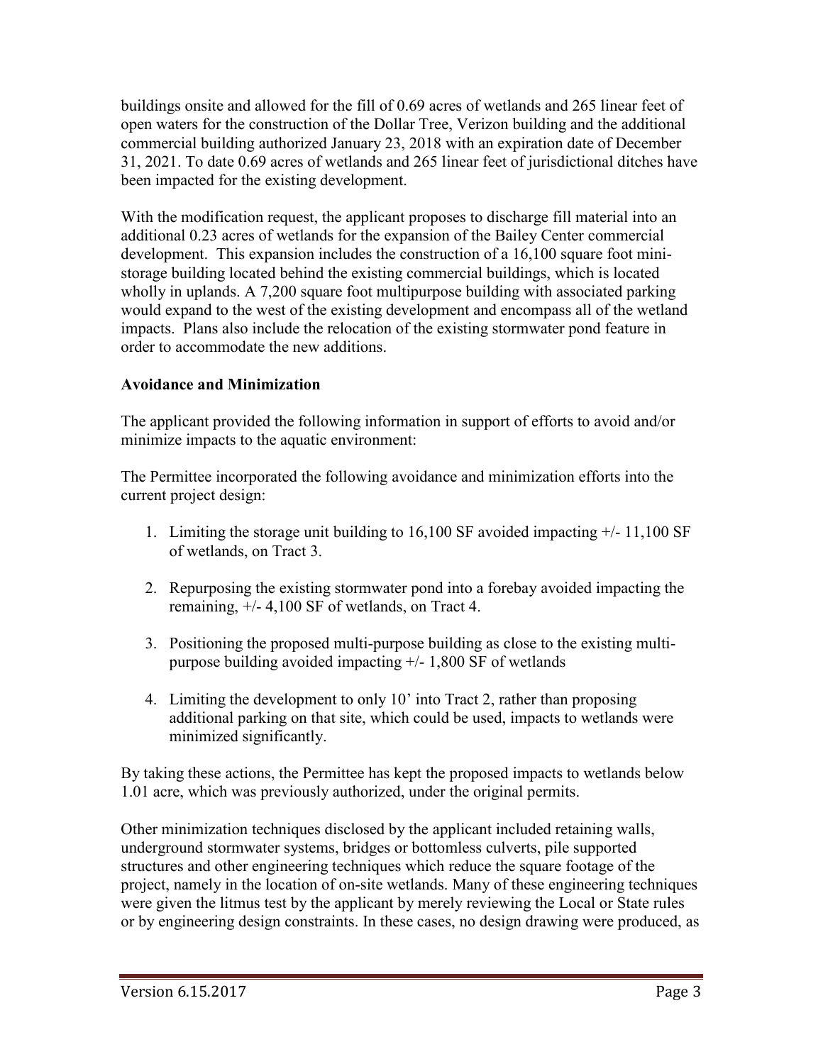buildings onsite and allowed for the fill of 0.69 acres of wetlands and 265 linear feet of open waters for the construction of the Dollar Tree, Verizon building and the additional commercial building authorized January 23, 2018 with an expiration date of December 31, 2021. To date 0.69 acres of wetlands and 265 linear feet of jurisdictional ditches have been impacted for the existing development.

With the modification request, the applicant proposes to discharge fill material into an additional 0.23 acres of wetlands for the expansion of the Bailey Center commercial development. This expansion includes the construction of a 16,100 square foot mini-storage building located behind the existing commercial buildings, which is located wholly in uplands. A 7,200 square foot multipurpose building with associated parking would expand to the west of the existing development and encompass all of the wetland impacts. Plans also include the relocation of the existing stormwater pond feature in order to accommodate the new additions.

**Avoidance and Minimization**

The applicant provided the following information in support of efforts to avoid and/or minimize impacts to the aquatic environment:

The Permittee incorporated the following avoidance and minimization efforts into the current project design:

1. Limiting the storage unit building to 16,100 SF avoided impacting +/- 11,100 SF of wetlands, on Tract 3.

2. Repurposing the existing stormwater pond into a forebay avoided impacting the remaining, +/- 4,100 SF of wetlands, on Tract 4.

3. Positioning the proposed multi-purpose building as close to the existing multi-purpose building avoided impacting +/- 1,800 SF of wetlands

4. Limiting the development to only 10' into Tract 2, rather than proposing additional parking on that site, which could be used, impacts to wetlands were minimized significantly.

By taking these actions, the Permittee has kept the proposed impacts to wetlands below 1.01 acre, which was previously authorized, under the original permits.

Other minimization techniques disclosed by the applicant included retaining walls, underground stormwater systems, bridges or bottomless culverts, pile supported structures and other engineering techniques which reduce the square footage of the project, namely in the location of on-site wetlands. Many of these engineering techniques were given the litmus test by the applicant by merely reviewing the Local or State rules or by engineering design constraints. In these cases, no design drawing were produced, as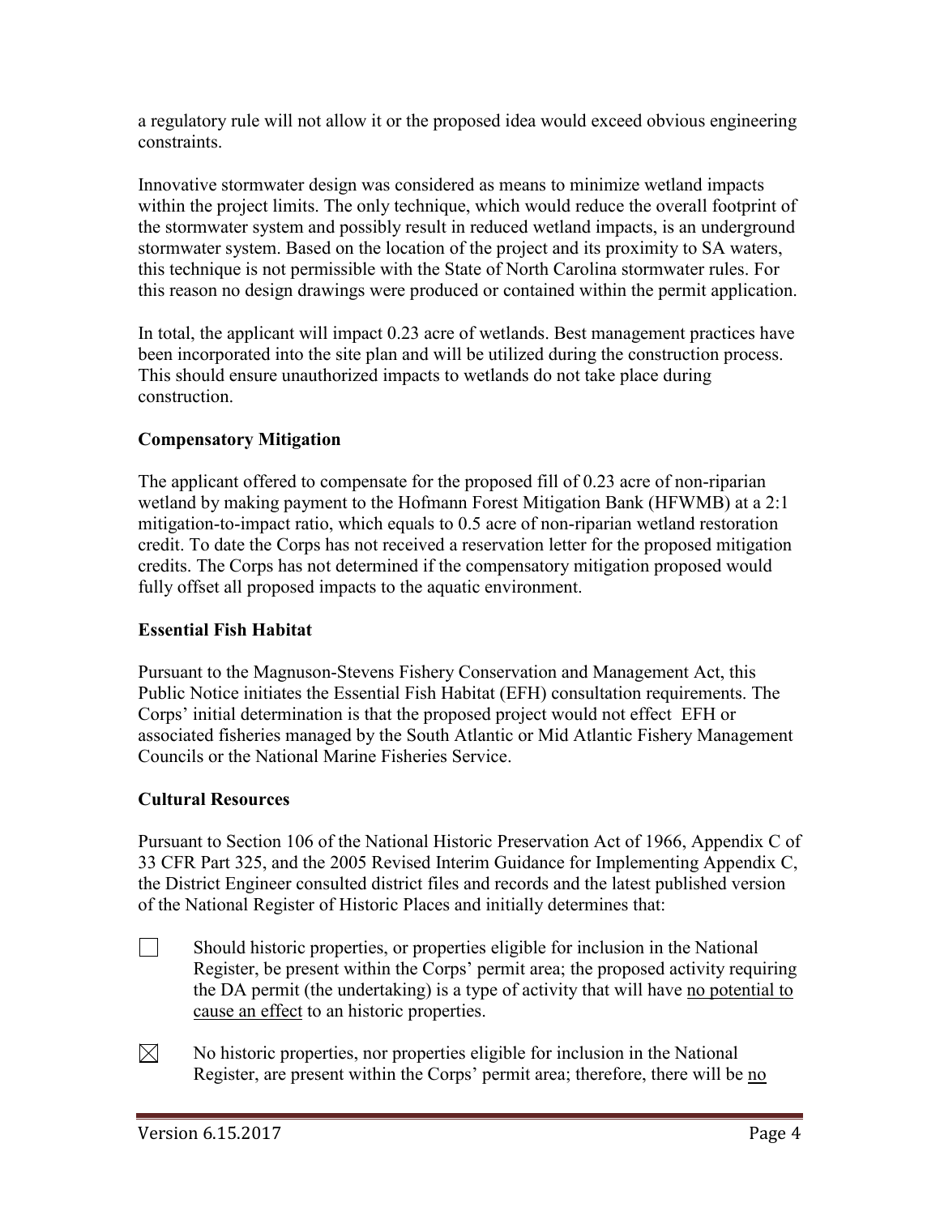a regulatory rule will not allow it or the proposed idea would exceed obvious engineering constraints.

Innovative stormwater design was considered as means to minimize wetland impacts within the project limits. The only technique, which would reduce the overall footprint of the stormwater system and possibly result in reduced wetland impacts, is an underground stormwater system. Based on the location of the project and its proximity to SA waters, this technique is not permissible with the State of North Carolina stormwater rules. For this reason no design drawings were produced or contained within the permit application.

In total, the applicant will impact 0.23 acre of wetlands. Best management practices have been incorporated into the site plan and will be utilized during the construction process. This should ensure unauthorized impacts to wetlands do not take place during construction.

**Compensatory Mitigation**

The applicant offered to compensate for the proposed fill of 0.23 acre of non-riparian wetland by making payment to the Hofmann Forest Mitigation Bank (HFWMB) at a 2:1 mitigation-to-impact ratio, which equals to 0.5 acre of non-riparian wetland restoration credit. To date the Corps has not received a reservation letter for the proposed mitigation credits. The Corps has not determined if the compensatory mitigation proposed would fully offset all proposed impacts to the aquatic environment.

**Essential Fish Habitat**

Pursuant to the Magnuson-Stevens Fishery Conservation and Management Act, this Public Notice initiates the Essential Fish Habitat (EFH) consultation requirements. The Corps' initial determination is that the proposed project would not effect EFH or associated fisheries managed by the South Atlantic or Mid Atlantic Fishery Management Councils or the National Marine Fisheries Service.

**Cultural Resources**

Pursuant to Section 106 of the National Historic Preservation Act of 1966, Appendix C of 33 CFR Part 325, and the 2005 Revised Interim Guidance for Implementing Appendix C, the District Engineer consulted district files and records and the latest published version of the National Register of Historic Places and initially determines that:

☐ Should historic properties, or properties eligible for inclusion in the National Register, be present within the Corps' permit area; the proposed activity requiring the DA permit (the undertaking) is a type of activity that will have <u>no potential to cause an effect</u> to an historic properties.

☒ No historic properties, nor properties eligible for inclusion in the National Register, are present within the Corps' permit area; therefore, there will be <u>no</u>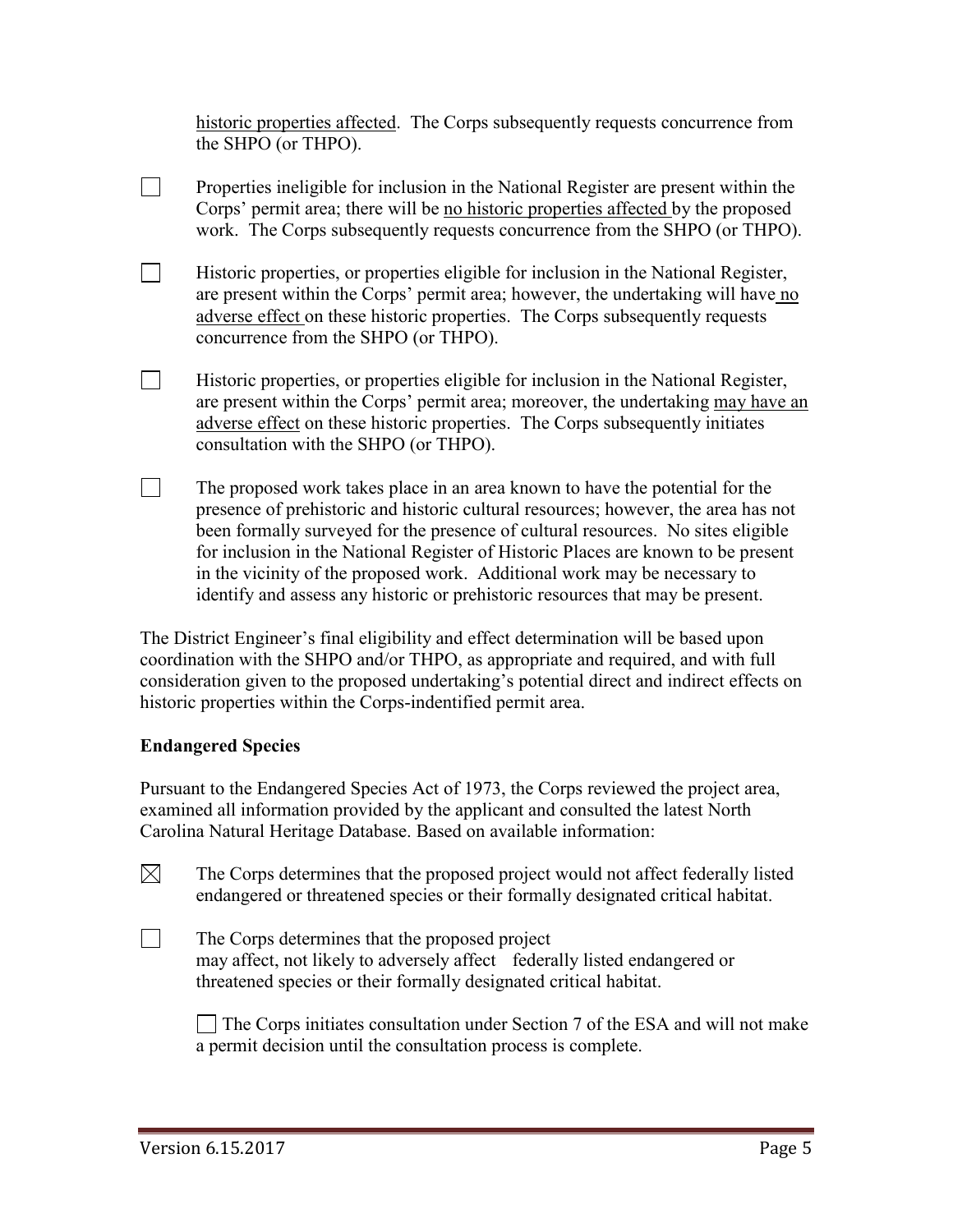historic properties affected. The Corps subsequently requests concurrence from the SHPO (or THPO).

☐ Properties ineligible for inclusion in the National Register are present within the Corps' permit area; there will be no historic properties affected by the proposed work. The Corps subsequently requests concurrence from the SHPO (or THPO).

☐ Historic properties, or properties eligible for inclusion in the National Register, are present within the Corps' permit area; however, the undertaking will have no adverse effect on these historic properties. The Corps subsequently requests concurrence from the SHPO (or THPO).

☐ Historic properties, or properties eligible for inclusion in the National Register, are present within the Corps' permit area; moreover, the undertaking may have an adverse effect on these historic properties. The Corps subsequently initiates consultation with the SHPO (or THPO).

☐ The proposed work takes place in an area known to have the potential for the presence of prehistoric and historic cultural resources; however, the area has not been formally surveyed for the presence of cultural resources. No sites eligible for inclusion in the National Register of Historic Places are known to be present in the vicinity of the proposed work. Additional work may be necessary to identify and assess any historic or prehistoric resources that may be present.

The District Engineer's final eligibility and effect determination will be based upon coordination with the SHPO and/or THPO, as appropriate and required, and with full consideration given to the proposed undertaking's potential direct and indirect effects on historic properties within the Corps-indentified permit area.

**Endangered Species**

Pursuant to the Endangered Species Act of 1973, the Corps reviewed the project area, examined all information provided by the applicant and consulted the latest North Carolina Natural Heritage Database. Based on available information:

☒ The Corps determines that the proposed project would not affect federally listed endangered or threatened species or their formally designated critical habitat.

☐ The Corps determines that the proposed project may affect, not likely to adversely affect federally listed endangered or threatened species or their formally designated critical habitat.

☐ The Corps initiates consultation under Section 7 of the ESA and will not make a permit decision until the consultation process is complete.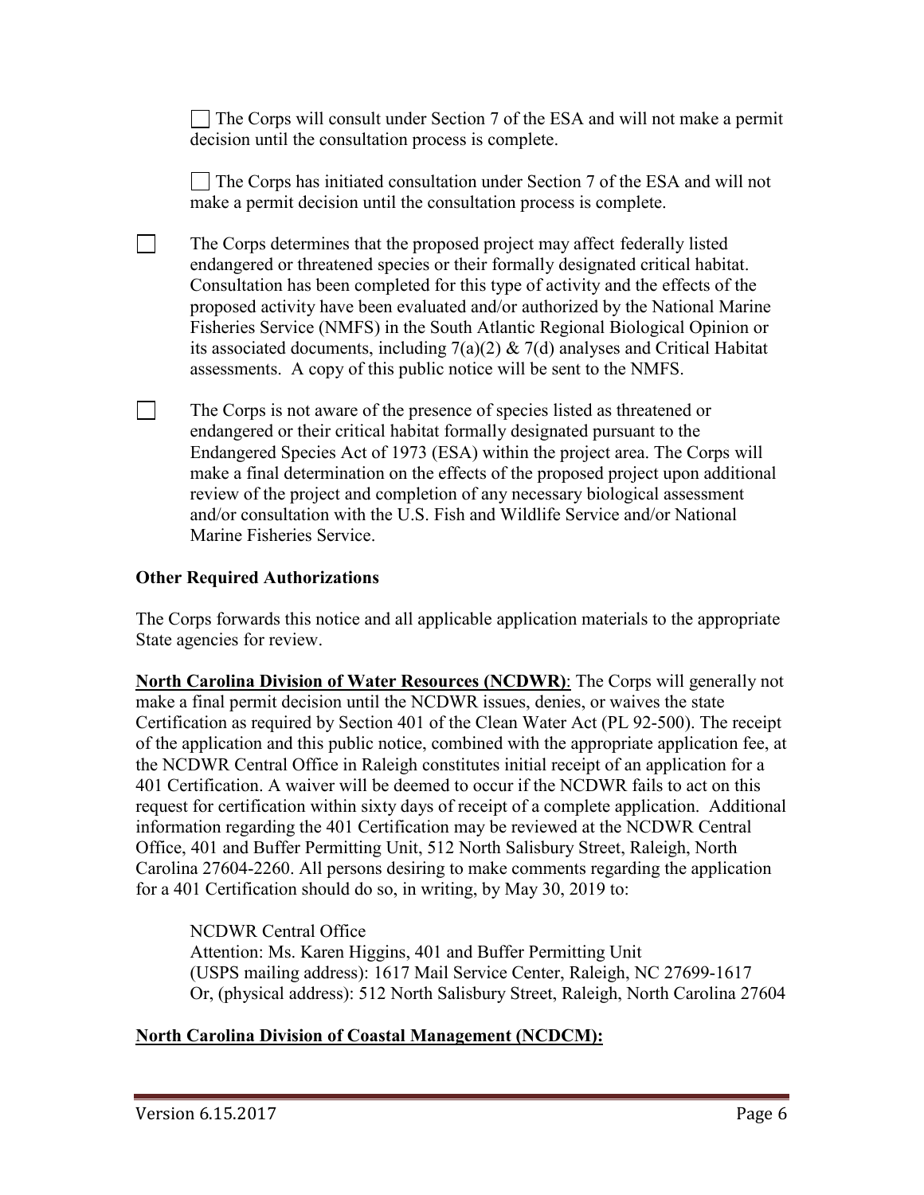☐ The Corps will consult under Section 7 of the ESA and will not make a permit decision until the consultation process is complete.

☐ The Corps has initiated consultation under Section 7 of the ESA and will not make a permit decision until the consultation process is complete.

☐ The Corps determines that the proposed project may affect federally listed endangered or threatened species or their formally designated critical habitat. Consultation has been completed for this type of activity and the effects of the proposed activity have been evaluated and/or authorized by the National Marine Fisheries Service (NMFS) in the South Atlantic Regional Biological Opinion or its associated documents, including 7(a)(2) & 7(d) analyses and Critical Habitat assessments. A copy of this public notice will be sent to the NMFS.

☐ The Corps is not aware of the presence of species listed as threatened or endangered or their critical habitat formally designated pursuant to the Endangered Species Act of 1973 (ESA) within the project area. The Corps will make a final determination on the effects of the proposed project upon additional review of the project and completion of any necessary biological assessment and/or consultation with the U.S. Fish and Wildlife Service and/or National Marine Fisheries Service.

**Other Required Authorizations**

The Corps forwards this notice and all applicable application materials to the appropriate State agencies for review.

**North Carolina Division of Water Resources (NCDWR)**: The Corps will generally not make a final permit decision until the NCDWR issues, denies, or waives the state Certification as required by Section 401 of the Clean Water Act (PL 92-500). The receipt of the application and this public notice, combined with the appropriate application fee, at the NCDWR Central Office in Raleigh constitutes initial receipt of an application for a 401 Certification. A waiver will be deemed to occur if the NCDWR fails to act on this request for certification within sixty days of receipt of a complete application. Additional information regarding the 401 Certification may be reviewed at the NCDWR Central Office, 401 and Buffer Permitting Unit, 512 North Salisbury Street, Raleigh, North Carolina 27604-2260. All persons desiring to make comments regarding the application for a 401 Certification should do so, in writing, by May 30, 2019 to:

NCDWR Central Office
Attention: Ms. Karen Higgins, 401 and Buffer Permitting Unit
(USPS mailing address): 1617 Mail Service Center, Raleigh, NC 27699-1617
Or, (physical address): 512 North Salisbury Street, Raleigh, North Carolina 27604

**North Carolina Division of Coastal Management (NCDCM):**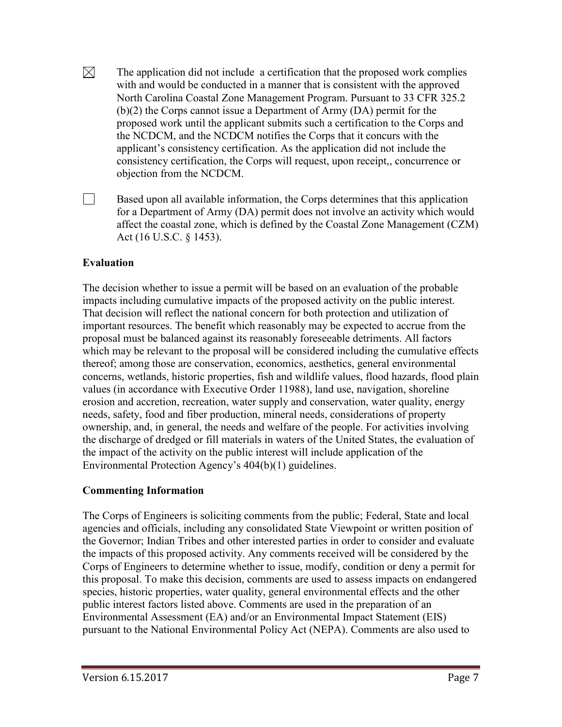☒ The application did not include  a certification that the proposed work complies with and would be conducted in a manner that is consistent with the approved North Carolina Coastal Zone Management Program. Pursuant to 33 CFR 325.2 (b)(2) the Corps cannot issue a Department of Army (DA) permit for the proposed work until the applicant submits such a certification to the Corps and the NCDCM, and the NCDCM notifies the Corps that it concurs with the applicant's consistency certification. As the application did not include the consistency certification, the Corps will request, upon receipt,, concurrence or objection from the NCDCM.

☐ Based upon all available information, the Corps determines that this application for a Department of Army (DA) permit does not involve an activity which would affect the coastal zone, which is defined by the Coastal Zone Management (CZM) Act (16 U.S.C. § 1453).

**Evaluation**

The decision whether to issue a permit will be based on an evaluation of the probable impacts including cumulative impacts of the proposed activity on the public interest. That decision will reflect the national concern for both protection and utilization of important resources. The benefit which reasonably may be expected to accrue from the proposal must be balanced against its reasonably foreseeable detriments. All factors which may be relevant to the proposal will be considered including the cumulative effects thereof; among those are conservation, economics, aesthetics, general environmental concerns, wetlands, historic properties, fish and wildlife values, flood hazards, flood plain values (in accordance with Executive Order 11988), land use, navigation, shoreline erosion and accretion, recreation, water supply and conservation, water quality, energy needs, safety, food and fiber production, mineral needs, considerations of property ownership, and, in general, the needs and welfare of the people. For activities involving the discharge of dredged or fill materials in waters of the United States, the evaluation of the impact of the activity on the public interest will include application of the Environmental Protection Agency's 404(b)(1) guidelines.

**Commenting Information**

The Corps of Engineers is soliciting comments from the public; Federal, State and local agencies and officials, including any consolidated State Viewpoint or written position of the Governor; Indian Tribes and other interested parties in order to consider and evaluate the impacts of this proposed activity. Any comments received will be considered by the Corps of Engineers to determine whether to issue, modify, condition or deny a permit for this proposal. To make this decision, comments are used to assess impacts on endangered species, historic properties, water quality, general environmental effects and the other public interest factors listed above. Comments are used in the preparation of an Environmental Assessment (EA) and/or an Environmental Impact Statement (EIS) pursuant to the National Environmental Policy Act (NEPA). Comments are also used to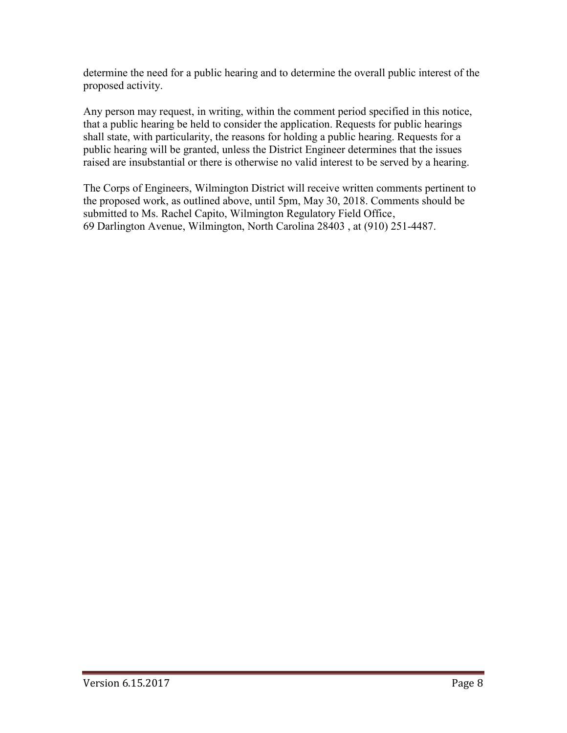determine the need for a public hearing and to determine the overall public interest of the proposed activity.

Any person may request, in writing, within the comment period specified in this notice, that a public hearing be held to consider the application. Requests for public hearings shall state, with particularity, the reasons for holding a public hearing. Requests for a public hearing will be granted, unless the District Engineer determines that the issues raised are insubstantial or there is otherwise no valid interest to be served by a hearing.

The Corps of Engineers, Wilmington District will receive written comments pertinent to the proposed work, as outlined above, until 5pm, May 30, 2018. Comments should be submitted to Ms. Rachel Capito, Wilmington Regulatory Field Office, 69 Darlington Avenue, Wilmington, North Carolina 28403 , at (910) 251-4487.